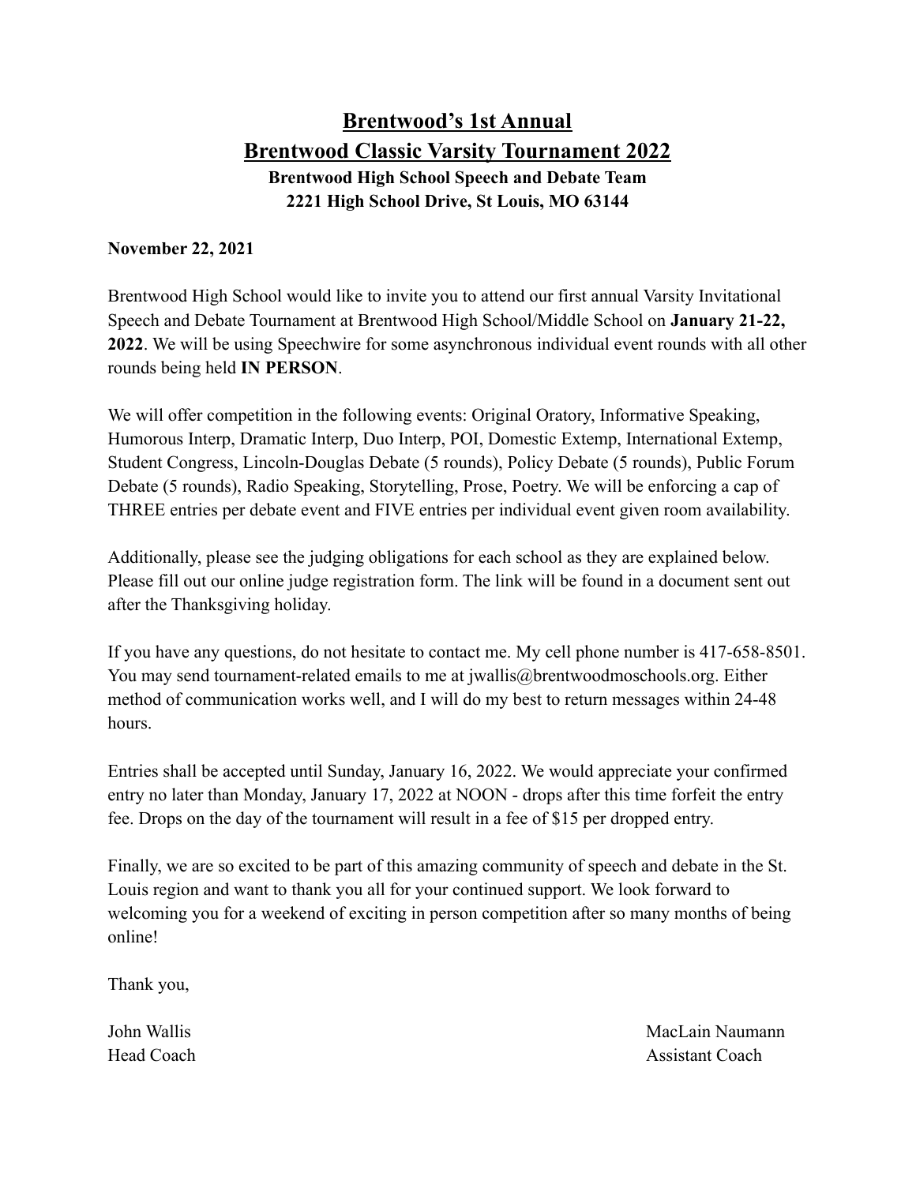# Brentwood's 1st Annual
# Brentwood Classic Varsity Tournament 2022

**Brentwood High School Speech and Debate Team**
**2221 High School Drive, St Louis, MO 63144**

**November 22, 2021**

Brentwood High School would like to invite you to attend our first annual Varsity Invitational Speech and Debate Tournament at Brentwood High School/Middle School on **January 21-22, 2022**. We will be using Speechwire for some asynchronous individual event rounds with all other rounds being held **IN PERSON**.

We will offer competition in the following events: Original Oratory, Informative Speaking, Humorous Interp, Dramatic Interp, Duo Interp, POI, Domestic Extemp, International Extemp, Student Congress, Lincoln-Douglas Debate (5 rounds), Policy Debate (5 rounds), Public Forum Debate (5 rounds), Radio Speaking, Storytelling, Prose, Poetry. We will be enforcing a cap of THREE entries per debate event and FIVE entries per individual event given room availability.

Additionally, please see the judging obligations for each school as they are explained below. Please fill out our online judge registration form. The link will be found in a document sent out after the Thanksgiving holiday.

If you have any questions, do not hesitate to contact me. My cell phone number is 417-658-8501. You may send tournament-related emails to me at jwallis@brentwoodmoschools.org. Either method of communication works well, and I will do my best to return messages within 24-48 hours.

Entries shall be accepted until Sunday, January 16, 2022. We would appreciate your confirmed entry no later than Monday, January 17, 2022 at NOON - drops after this time forfeit the entry fee. Drops on the day of the tournament will result in a fee of $15 per dropped entry.

Finally, we are so excited to be part of this amazing community of speech and debate in the St. Louis region and want to thank you all for your continued support. We look forward to welcoming you for a weekend of exciting in person competition after so many months of being online!

Thank you,

John Wallis
Head Coach

MacLain Naumann
Assistant Coach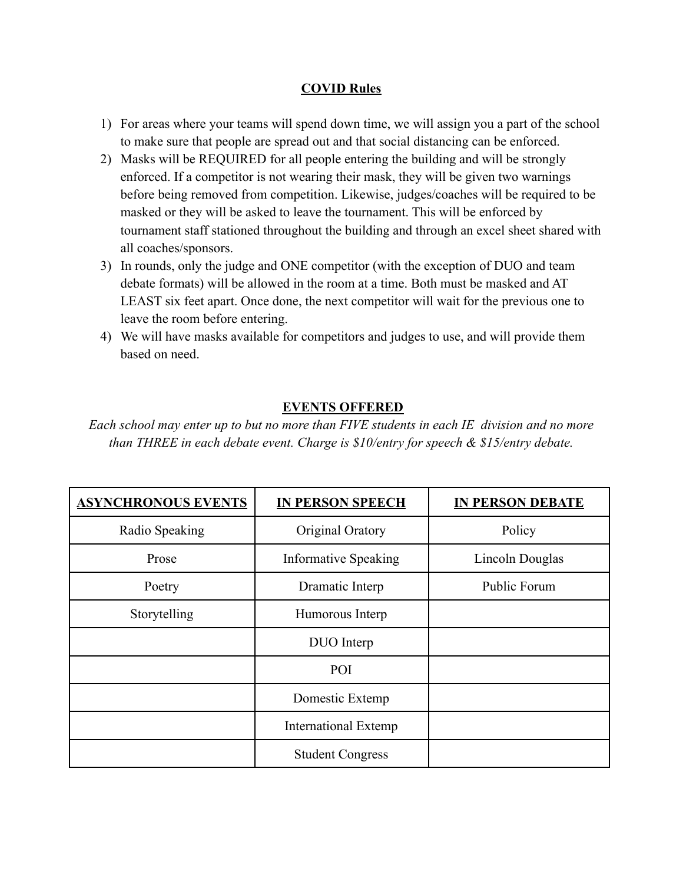## COVID Rules

1) For areas where your teams will spend down time, we will assign you a part of the school to make sure that people are spread out and that social distancing can be enforced.
2) Masks will be REQUIRED for all people entering the building and will be strongly enforced. If a competitor is not wearing their mask, they will be given two warnings before being removed from competition. Likewise, judges/coaches will be required to be masked or they will be asked to leave the tournament. This will be enforced by tournament staff stationed throughout the building and through an excel sheet shared with all coaches/sponsors.
3) In rounds, only the judge and ONE competitor (with the exception of DUO and team debate formats) will be allowed in the room at a time. Both must be masked and AT LEAST six feet apart. Once done, the next competitor will wait for the previous one to leave the room before entering.
4) We will have masks available for competitors and judges to use, and will provide them based on need.

## EVENTS OFFERED

*Each school may enter up to but no more than FIVE students in each IE division and no more than THREE in each debate event. Charge is $10/entry for speech & $15/entry debate.*

| ASYNCHRONOUS EVENTS | IN PERSON SPEECH | IN PERSON DEBATE |
| --- | --- | --- |
| Radio Speaking | Original Oratory | Policy |
| Prose | Informative Speaking | Lincoln Douglas |
| Poetry | Dramatic Interp | Public Forum |
| Storytelling | Humorous Interp | |
| | DUO Interp | |
| | POI | |
| | Domestic Extemp | |
| | International Extemp | |
| | Student Congress | |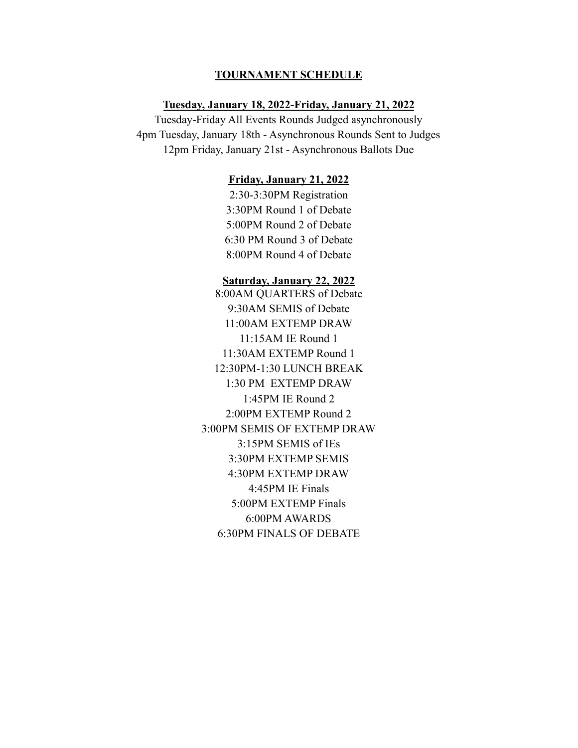## TOURNAMENT SCHEDULE

### Tuesday, January 18, 2022-Friday, January 21, 2022

Tuesday-Friday All Events Rounds Judged asynchronously
4pm Tuesday, January 18th - Asynchronous Rounds Sent to Judges
12pm Friday, January 21st - Asynchronous Ballots Due

### Friday, January 21, 2022

2:30-3:30PM Registration
3:30PM Round 1 of Debate
5:00PM Round 2 of Debate
6:30 PM Round 3 of Debate
8:00PM Round 4 of Debate

### Saturday, January 22, 2022

8:00AM QUARTERS of Debate
9:30AM SEMIS of Debate
11:00AM EXTEMP DRAW
11:15AM IE Round 1
11:30AM EXTEMP Round 1
12:30PM-1:30 LUNCH BREAK
1:30 PM EXTEMP DRAW
1:45PM IE Round 2
2:00PM EXTEMP Round 2
3:00PM SEMIS OF EXTEMP DRAW
3:15PM SEMIS of IEs
3:30PM EXTEMP SEMIS
4:30PM EXTEMP DRAW
4:45PM IE Finals
5:00PM EXTEMP Finals
6:00PM AWARDS
6:30PM FINALS OF DEBATE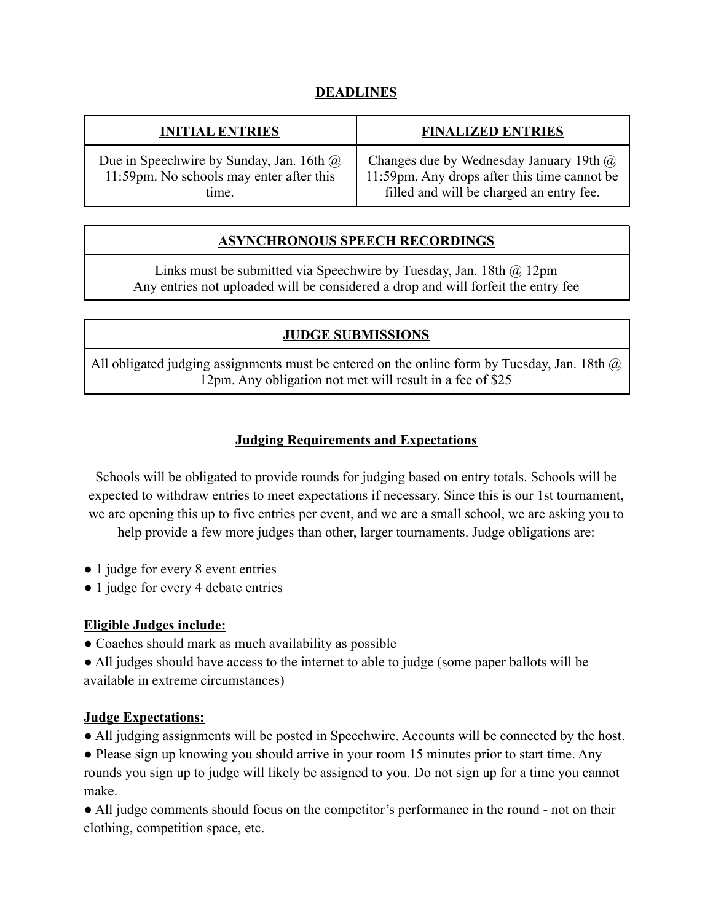## DEADLINES

| INITIAL ENTRIES | FINALIZED ENTRIES |
| --- | --- |
| Due in Speechwire by Sunday, Jan. 16th @ 11:59pm. No schools may enter after this time. | Changes due by Wednesday January 19th @ 11:59pm. Any drops after this time cannot be filled and will be charged an entry fee. |

| ASYNCHRONOUS SPEECH RECORDINGS |
| --- |
| Links must be submitted via Speechwire by Tuesday, Jan. 18th @ 12pm<br>Any entries not uploaded will be considered a drop and will forfeit the entry fee |

| JUDGE SUBMISSIONS |
| --- |
| All obligated judging assignments must be entered on the online form by Tuesday, Jan. 18th @ 12pm. Any obligation not met will result in a fee of $25 |

## Judging Requirements and Expectations

Schools will be obligated to provide rounds for judging based on entry totals. Schools will be expected to withdraw entries to meet expectations if necessary. Since this is our 1st tournament, we are opening this up to five entries per event, and we are a small school, we are asking you to help provide a few more judges than other, larger tournaments. Judge obligations are:

- 1 judge for every 8 event entries
- 1 judge for every 4 debate entries

**Eligible Judges include:**

- Coaches should mark as much availability as possible
- All judges should have access to the internet to able to judge (some paper ballots will be available in extreme circumstances)

**Judge Expectations:**

- All judging assignments will be posted in Speechwire. Accounts will be connected by the host.
- Please sign up knowing you should arrive in your room 15 minutes prior to start time. Any rounds you sign up to judge will likely be assigned to you. Do not sign up for a time you cannot make.
- All judge comments should focus on the competitor's performance in the round - not on their clothing, competition space, etc.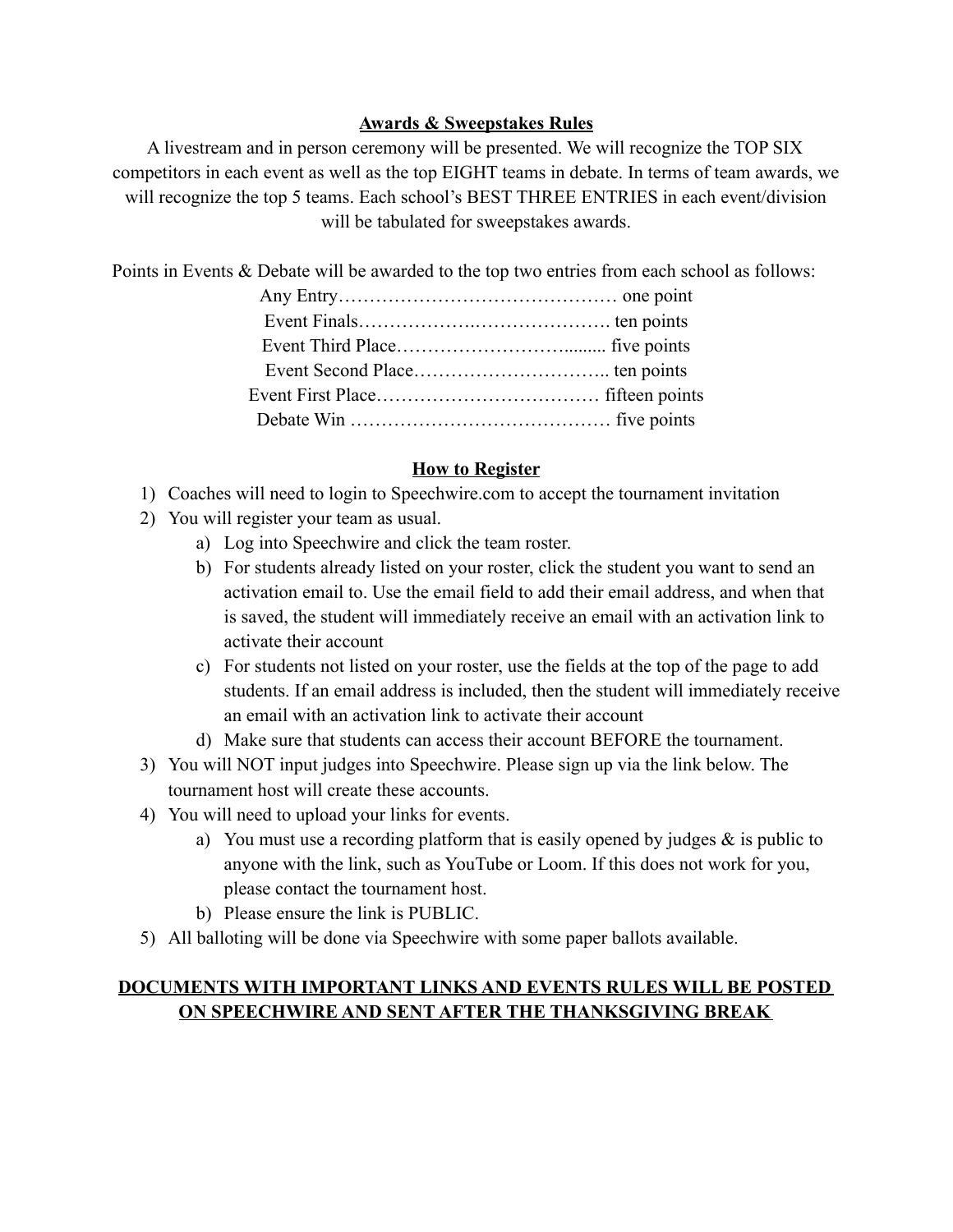## Awards & Sweepstakes Rules

A livestream and in person ceremony will be presented. We will recognize the TOP SIX competitors in each event as well as the top EIGHT teams in debate. In terms of team awards, we will recognize the top 5 teams. Each school's BEST THREE ENTRIES in each event/division will be tabulated for sweepstakes awards.

Points in Events & Debate will be awarded to the top two entries from each school as follows:

Any Entry……………………………………… one point
Event Finals………………….…………………. ten points
Event Third Place………………………......... five points
Event Second Place………………………….. ten points
Event First Place……………………………… fifteen points
Debate Win …………………………………… five points

## How to Register

1) Coaches will need to login to Speechwire.com to accept the tournament invitation
2) You will register your team as usual.
   a) Log into Speechwire and click the team roster.
   b) For students already listed on your roster, click the student you want to send an activation email to. Use the email field to add their email address, and when that is saved, the student will immediately receive an email with an activation link to activate their account
   c) For students not listed on your roster, use the fields at the top of the page to add students. If an email address is included, then the student will immediately receive an email with an activation link to activate their account
   d) Make sure that students can access their account BEFORE the tournament.
3) You will NOT input judges into Speechwire. Please sign up via the link below. The tournament host will create these accounts.
4) You will need to upload your links for events.
   a) You must use a recording platform that is easily opened by judges & is public to anyone with the link, such as YouTube or Loom. If this does not work for you, please contact the tournament host.
   b) Please ensure the link is PUBLIC.
5) All balloting will be done via Speechwire with some paper ballots available.

**DOCUMENTS WITH IMPORTANT LINKS AND EVENTS RULES WILL BE POSTED ON SPEECHWIRE AND SENT AFTER THE THANKSGIVING BREAK**